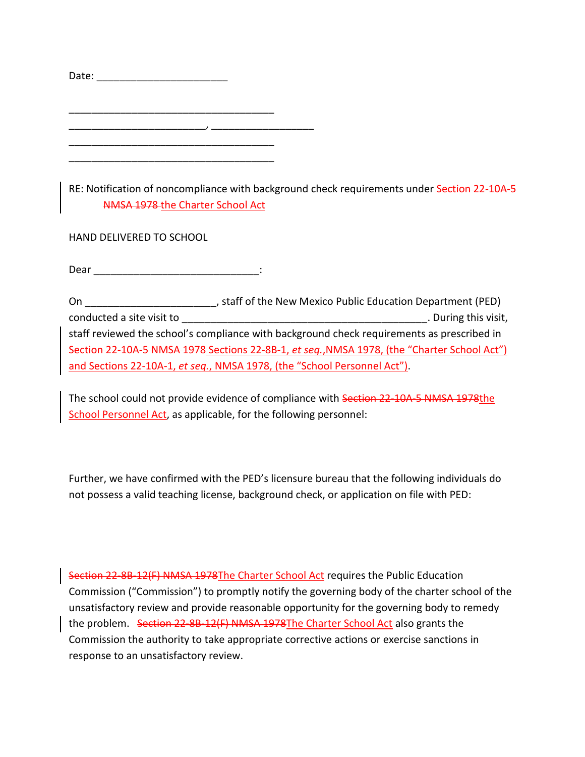Date: ________________________

______________________________________
_________________________, ___________________
______________________________________
______________________________________

RE: Notification of noncompliance with background check requirements under ~~Section 22-10A-5 NMSA 1978~~ the Charter School Act

HAND DELIVERED TO SCHOOL

Dear ______________________________:

On _______________________, staff of the New Mexico Public Education Department (PED) conducted a site visit to _____________________________________________. During this visit, staff reviewed the school's compliance with background check requirements as prescribed in ~~Section 22-10A-5 NMSA 1978~~ Sections 22-8B-1, *et seq.*, NMSA 1978, (the "Charter School Act") and Sections 22-10A-1, *et seq.*, NMSA 1978, (the "School Personnel Act").

The school could not provide evidence of compliance with ~~Section 22-10A-5 NMSA 1978~~the School Personnel Act, as applicable, for the following personnel:

Further, we have confirmed with the PED's licensure bureau that the following individuals do not possess a valid teaching license, background check, or application on file with PED:

~~Section 22-8B-12(F) NMSA 1978~~The Charter School Act requires the Public Education Commission ("Commission") to promptly notify the governing body of the charter school of the unsatisfactory review and provide reasonable opportunity for the governing body to remedy the problem. ~~Section 22-8B-12(F) NMSA 1978~~The Charter School Act also grants the Commission the authority to take appropriate corrective actions or exercise sanctions in response to an unsatisfactory review.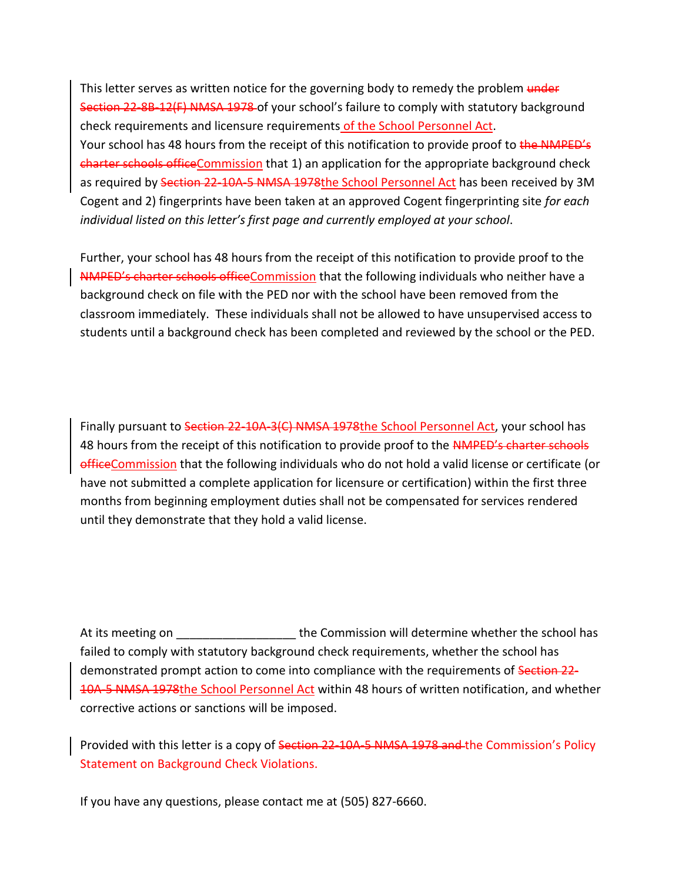This letter serves as written notice for the governing body to remedy the problem ~~under Section 22-8B-12(F) NMSA 1978~~ of your school's failure to comply with statutory background check requirements and licensure requirements of the School Personnel Act.
Your school has 48 hours from the receipt of this notification to provide proof to ~~the NMPED's charter schools office~~Commission that 1) an application for the appropriate background check as required by ~~Section 22-10A-5 NMSA 1978~~the School Personnel Act has been received by 3M Cogent and 2) fingerprints have been taken at an approved Cogent fingerprinting site *for each individual listed on this letter's first page and currently employed at your school*.

Further, your school has 48 hours from the receipt of this notification to provide proof to the ~~NMPED's charter schools office~~Commission that the following individuals who neither have a background check on file with the PED nor with the school have been removed from the classroom immediately. These individuals shall not be allowed to have unsupervised access to students until a background check has been completed and reviewed by the school or the PED.

Finally pursuant to ~~Section 22-10A-3(C) NMSA 1978~~the School Personnel Act, your school has 48 hours from the receipt of this notification to provide proof to the ~~NMPED's charter schools office~~Commission that the following individuals who do not hold a valid license or certificate (or have not submitted a complete application for licensure or certification) within the first three months from beginning employment duties shall not be compensated for services rendered until they demonstrate that they hold a valid license.

At its meeting on __________________ the Commission will determine whether the school has failed to comply with statutory background check requirements, whether the school has demonstrated prompt action to come into compliance with the requirements of ~~Section 22-10A-5 NMSA 1978~~the School Personnel Act within 48 hours of written notification, and whether corrective actions or sanctions will be imposed.

Provided with this letter is a copy of ~~Section 22-10A-5 NMSA 1978 and~~ the Commission's Policy Statement on Background Check Violations.

If you have any questions, please contact me at (505) 827-6660.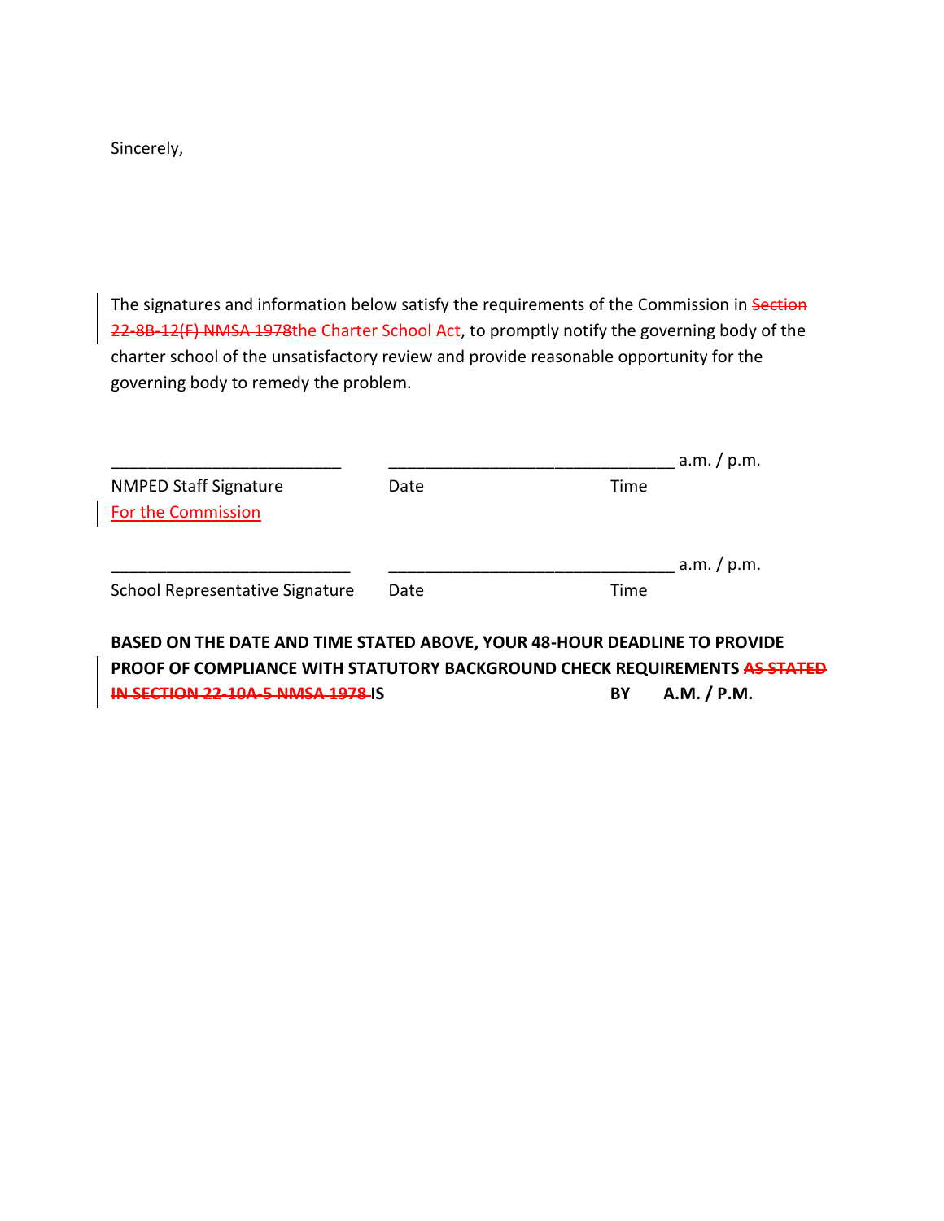Sincerely,

The signatures and information below satisfy the requirements of the Commission in ~~Section 22-8B-12(F) NMSA 1978~~the Charter School Act, to promptly notify the governing body of the charter school of the unsatisfactory review and provide reasonable opportunity for the governing body to remedy the problem.

| | | |
|---|---|---|
| __________________________ | _______________________________ | a.m. / p.m. |
| NMPED Staff Signature<br>For the Commission | Date | Time |
| __________________________ | _______________________________ | a.m. / p.m. |
| School Representative Signature | Date | Time |

**BASED ON THE DATE AND TIME STATED ABOVE, YOUR 48-HOUR DEADLINE TO PROVIDE PROOF OF COMPLIANCE WITH STATUTORY BACKGROUND CHECK REQUIREMENTS ~~AS STATED IN SECTION 22-10A-5 NMSA 1978~~ IS BY A.M. / P.M.**